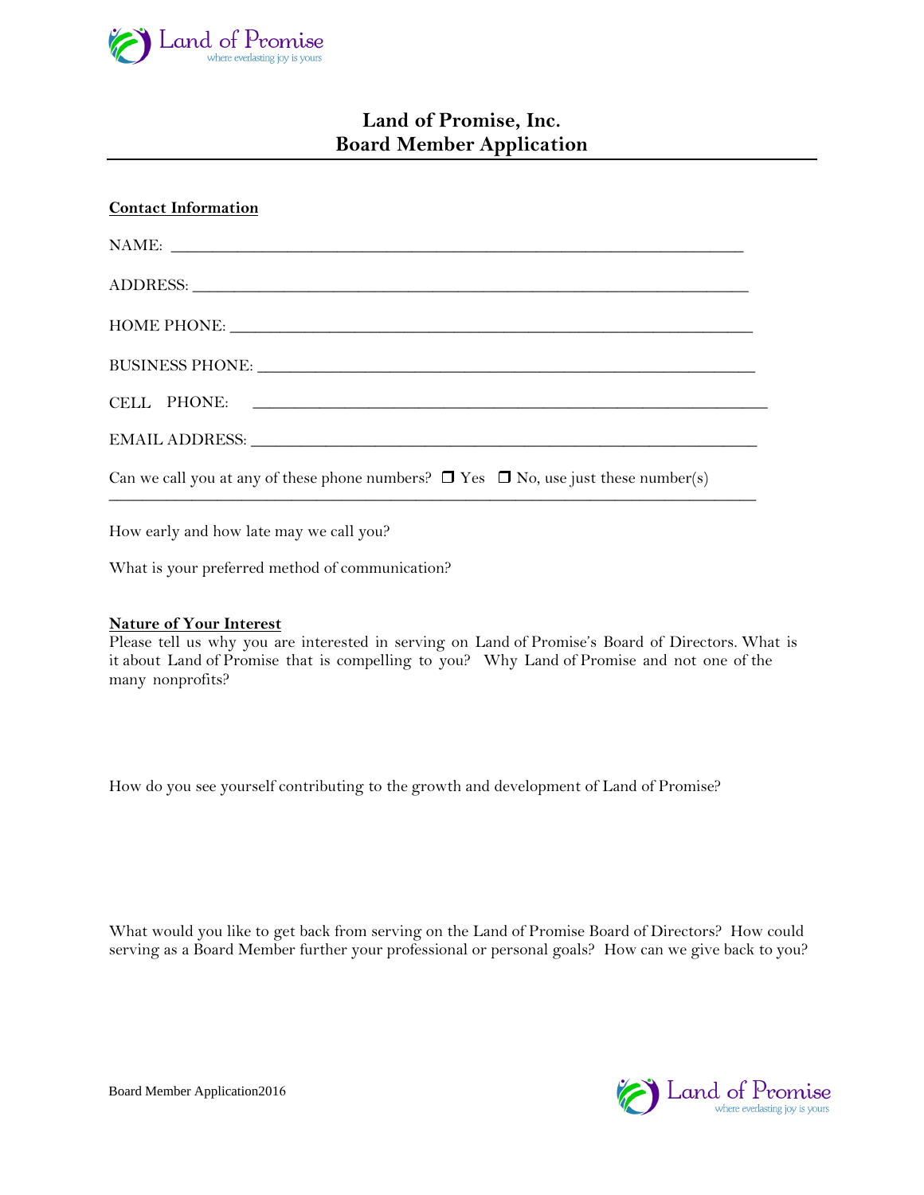# Land of Promise, Inc.
# Board Member Application

**Contact Information**

NAME: ___________________________________________________________________

ADDRESS: _________________________________________________________________

HOME PHONE: ______________________________________________________________

BUSINESS PHONE: __________________________________________________________

CELL PHONE: ______________________________________________________________

EMAIL ADDRESS: ___________________________________________________________

Can we call you at any of these phone numbers? ❒ Yes ❒ No, use just these number(s) ___________________________________________________________________________

How early and how late may we call you?

What is your preferred method of communication?

**Nature of Your Interest**

Please tell us why you are interested in serving on Land of Promise's Board of Directors. What is it about Land of Promise that is compelling to you? Why Land of Promise and not one of the many nonprofits?

How do you see yourself contributing to the growth and development of Land of Promise?

What would you like to get back from serving on the Land of Promise Board of Directors? How could serving as a Board Member further your professional or personal goals? How can we give back to you?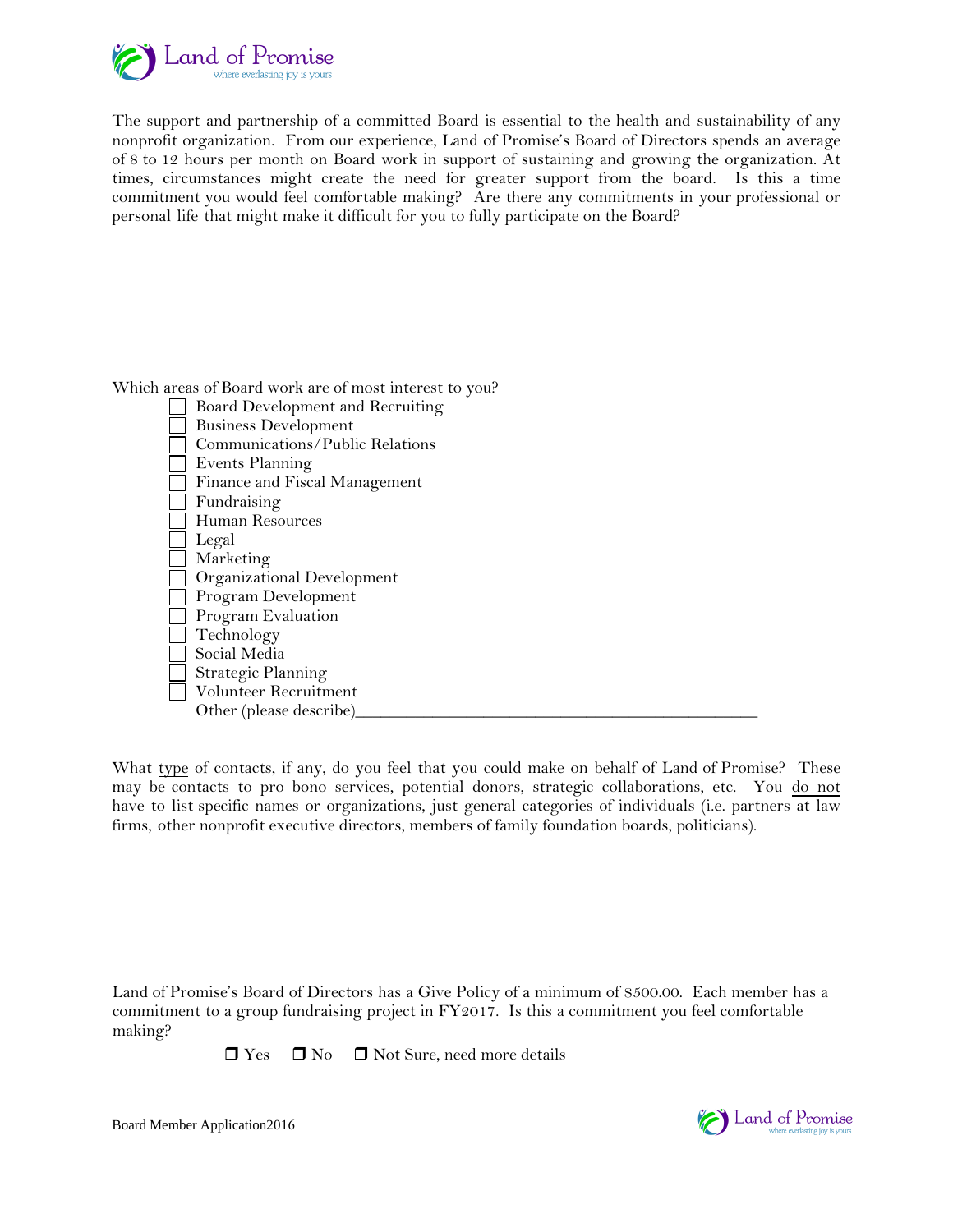The support and partnership of a committed Board is essential to the health and sustainability of any nonprofit organization. From our experience, Land of Promise's Board of Directors spends an average of 8 to 12 hours per month on Board work in support of sustaining and growing the organization. At times, circumstances might create the need for greater support from the board. Is this a time commitment you would feel comfortable making? Are there any commitments in your professional or personal life that might make it difficult for you to fully participate on the Board?

Which areas of Board work are of most interest to you?

- ☐ Board Development and Recruiting
- ☐ Business Development
- ☐ Communications/Public Relations
- ☐ Events Planning
- ☐ Finance and Fiscal Management
- ☐ Fundraising
- ☐ Human Resources
- ☐ Legal
- ☐ Marketing
- ☐ Organizational Development
- ☐ Program Development
- ☐ Program Evaluation
- ☐ Technology
- ☐ Social Media
- ☐ Strategic Planning
- ☐ Volunteer Recruitment
- Other (please describe)_______________________________________________

What <u>type</u> of contacts, if any, do you feel that you could make on behalf of Land of Promise? These may be contacts to pro bono services, potential donors, strategic collaborations, etc. You <u>do not</u> have to list specific names or organizations, just general categories of individuals (i.e. partners at law firms, other nonprofit executive directors, members of family foundation boards, politicians).

Land of Promise's Board of Directors has a Give Policy of a minimum of $500.00. Each member has a commitment to a group fundraising project in FY2017. Is this a commitment you feel comfortable making?

☐ Yes ☐ No ☐ Not Sure, need more details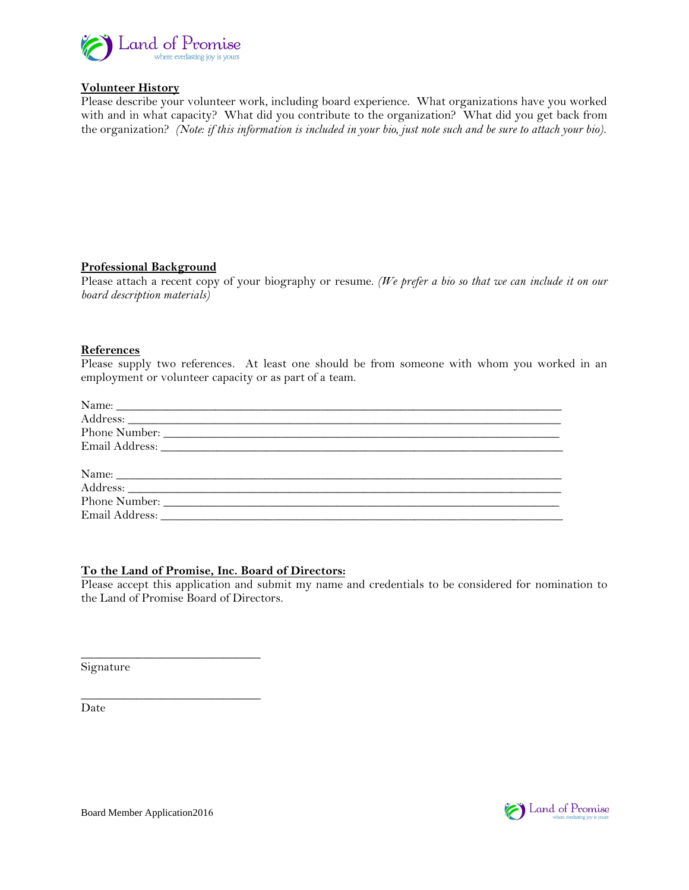**Volunteer History**

Please describe your volunteer work, including board experience. What organizations have you worked with and in what capacity? What did you contribute to the organization? What did you get back from the organization? *(Note: if this information is included in your bio, just note such and be sure to attach your bio).*

**Professional Background**

Please attach a recent copy of your biography or resume. *(We prefer a bio so that we can include it on our board description materials)*

**References**

Please supply two references. At least one should be from someone with whom you worked in an employment or volunteer capacity or as part of a team.

Name: ___________________________________________________________________________
Address: _________________________________________________________________________
Phone Number: ____________________________________________________________________
Email Address: ____________________________________________________________________

Name: ___________________________________________________________________________
Address: _________________________________________________________________________
Phone Number: ____________________________________________________________________
Email Address: ____________________________________________________________________

**To the Land of Promise, Inc. Board of Directors:**

Please accept this application and submit my name and credentials to be considered for nomination to the Land of Promise Board of Directors.

_____________________________
Signature

_____________________________
Date